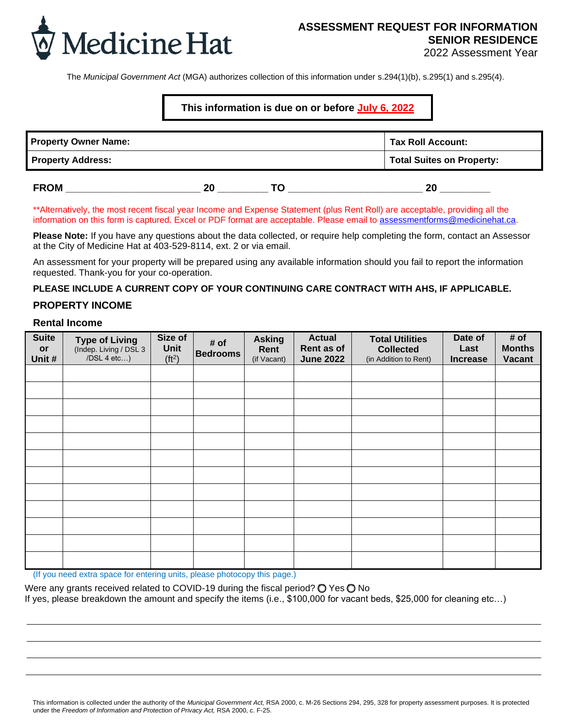Medicine Hat

# ASSESSMENT REQUEST FOR INFORMATION SENIOR RESIDENCE

2022 Assessment Year

The *Municipal Government Act* (MGA) authorizes collection of this information under s.294(1)(b), s.295(1) and s.295(4).

**This information is due on or before July 6, 2022**

| **Property Owner Name:** | **Tax Roll Account:** |
|---|---|
| **Property Address:** | **Total Suites on Property:** |

**FROM** _______________________ **20** _________ **TO** _______________________ **20** _________

**Alternatively, the most recent fiscal year Income and Expense Statement (plus Rent Roll) are acceptable, providing all the information on this form is captured. Excel or PDF format are acceptable. Please email to assessmentforms@medicinehat.ca.

**Please Note:** If you have any questions about the data collected, or require help completing the form, contact an Assessor at the City of Medicine Hat at 403-529-8114, ext. 2 or via email.

An assessment for your property will be prepared using any available information should you fail to report the information requested. Thank-you for your co-operation.

**PLEASE INCLUDE A CURRENT COPY OF YOUR CONTINUING CARE CONTRACT WITH AHS, IF APPLICABLE.**

## PROPERTY INCOME

### Rental Income

| Suite or Unit # | Type of Living (Indep. Living / DSL 3 /DSL 4 etc…) | Size of Unit (ft$^2$) | # of Bedrooms | Asking Rent (if Vacant) | Actual Rent as of June 2022 | Total Utilities Collected (in Addition to Rent) | Date of Last Increase | # of Months Vacant |
|---|---|---|---|---|---|---|---|---|
| | | | | | | | | |
| | | | | | | | | |
| | | | | | | | | |
| | | | | | | | | |
| | | | | | | | | |
| | | | | | | | | |
| | | | | | | | | |
| | | | | | | | | |
| | | | | | | | | |
| | | | | | | | | |
| | | | | | | | | |
| | | | | | | | | |

(If you need extra space for entering units, please photocopy this page.)

Were any grants received related to COVID-19 during the fiscal period? ○ Yes ○ No

If yes, please breakdown the amount and specify the items (i.e., $100,000 for vacant beds, $25,000 for cleaning etc…)

_______________________________________________

_______________________________________________

_______________________________________________

_______________________________________________

This information is collected under the authority of the *Municipal Government Act,* RSA 2000, c. M-26 Sections 294, 295, 328 for property assessment purposes. It is protected under the *Freedom of Information and Protection of Privacy Act,* RSA 2000, c. F-25.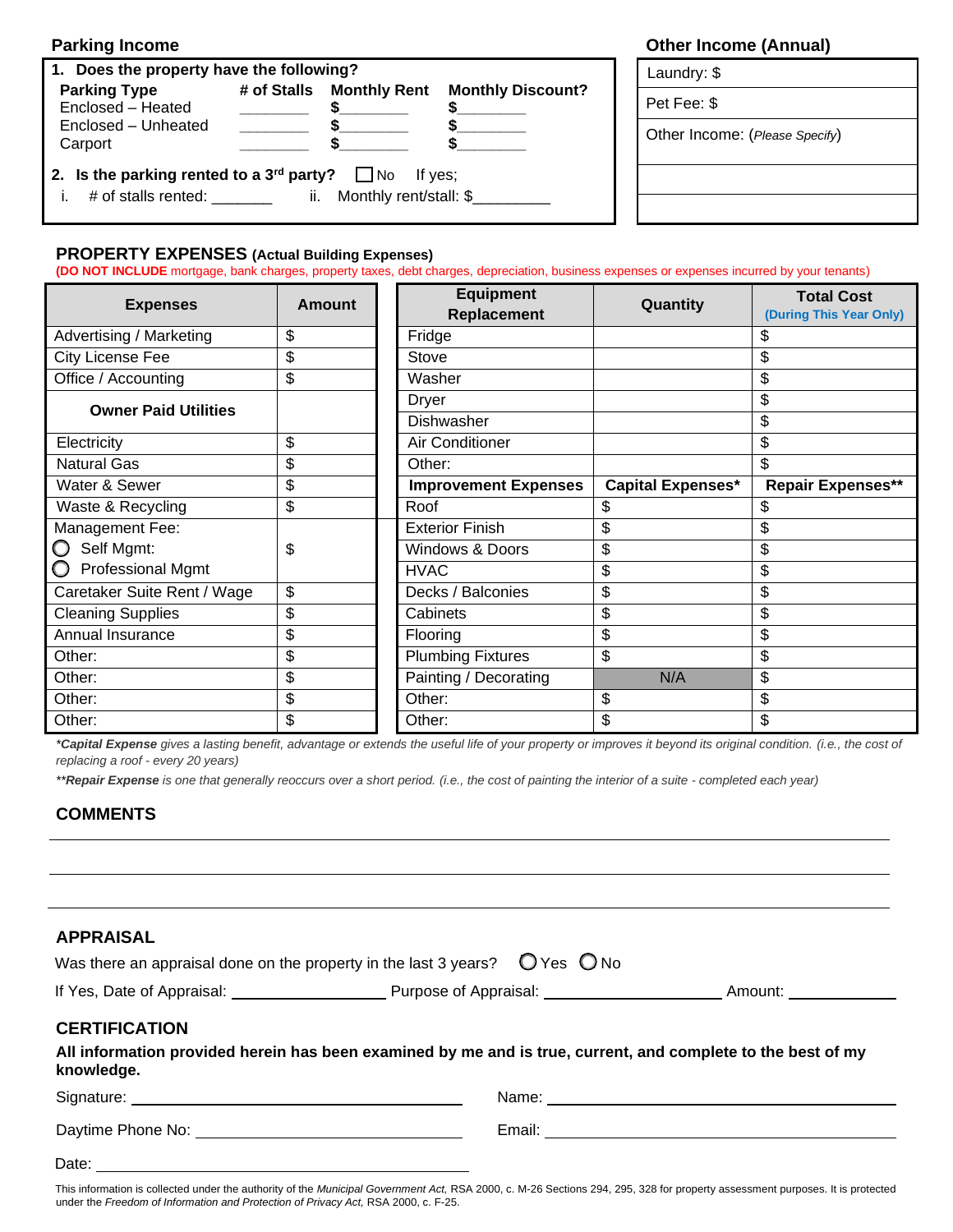## Parking Income

**1. Does the property have the following?**

| Parking Type | # of Stalls | Monthly Rent | Monthly Discount? |
|---|---|---|---|
| Enclosed – Heated | ________ | $________ | $________ |
| Enclosed – Unheated | ________ | $________ | $________ |
| Carport | ________ | $________ | $________ |

**2. Is the parking rented to a 3rd party?** ☐ No If yes;

i. # of stalls rented: _______ ii. Monthly rent/stall: $_________

## Other Income (Annual)

| |
|---|
| Laundry: $ |
| Pet Fee: $ |
| Other Income: (*Please Specify*) |
| |
| |

## PROPERTY EXPENSES (Actual Building Expenses)

**(DO NOT INCLUDE** mortgage, bank charges, property taxes, debt charges, depreciation, business expenses or expenses incurred by your tenants)

| Expenses | Amount |
|---|---|
| Advertising / Marketing | $ |
| City License Fee | $ |
| Office / Accounting | $ |
| **Owner Paid Utilities** | |
| Electricity | $ |
| Natural Gas | $ |
| Water & Sewer | $ |
| Waste & Recycling | $ |
| Management Fee: ◯ Self Mgmt ◯ Professional Mgmt | $ |
| Caretaker Suite Rent / Wage | $ |
| Cleaning Supplies | $ |
| Annual Insurance | $ |
| Other: | $ |
| Other: | $ |
| Other: | $ |
| Other: | $ |

| Equipment Replacement | Quantity | Total Cost (During This Year Only) |
|---|---|---|
| Fridge | | $ |
| Stove | | $ |
| Washer | | $ |
| Dryer | | $ |
| Dishwasher | | $ |
| Air Conditioner | | $ |
| Other: | | $ |
| **Improvement Expenses** | **Capital Expenses*** | **Repair Expenses**** |
| Roof | $ | $ |
| Exterior Finish | $ | $ |
| Windows & Doors | $ | $ |
| HVAC | $ | $ |
| Decks / Balconies | $ | $ |
| Cabinets | $ | $ |
| Flooring | $ | $ |
| Plumbing Fixtures | $ | $ |
| Painting / Decorating | N/A | $ |
| Other: | $ | $ |
| Other: | $ | $ |

*\*Capital Expense gives a lasting benefit, advantage or extends the useful life of your property or improves it beyond its original condition. (i.e., the cost of replacing a roof - every 20 years)*

*\*\*Repair Expense is one that generally reoccurs over a short period. (i.e., the cost of painting the interior of a suite - completed each year)*

## COMMENTS

______________________________________________________________________

______________________________________________________________________

______________________________________________________________________

## APPRAISAL

Was there an appraisal done on the property in the last 3 years? ◯ Yes ◯ No

If Yes, Date of Appraisal: ________________ Purpose of Appraisal: ____________________ Amount: ____________

## CERTIFICATION

**All information provided herein has been examined by me and is true, current, and complete to the best of my knowledge.**

Signature: ______________________________ Name: ______________________________

Daytime Phone No: ______________________________ Email: ______________________________

Date: ______________________________

This information is collected under the authority of the *Municipal Government Act,* RSA 2000, c. M-26 Sections 294, 295, 328 for property assessment purposes. It is protected under the *Freedom of Information and Protection of Privacy Act,* RSA 2000, c. F-25.